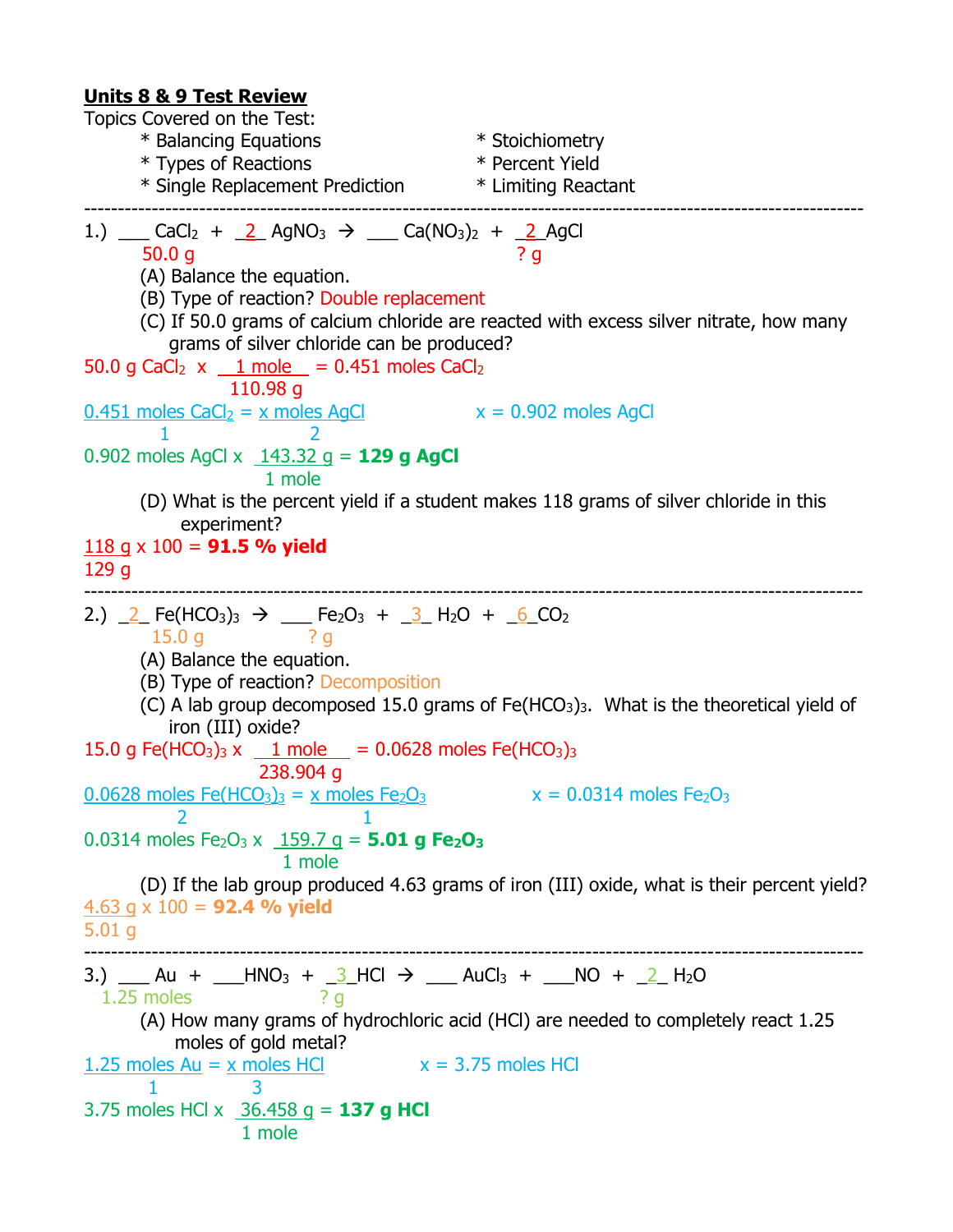**Units 8 & 9 Test Review**

Topics Covered on the Test:

* Balancing Equations
* Types of Reactions
* Single Replacement Prediction
* Stoichiometry
* Percent Yield
* Limiting Reactant

---

1.) ___ $CaCl_2$ + _2_ $AgNO_3$ → ___ $Ca(NO_3)_2$ + _2_ $AgCl$

50.0 g ... ? g

(A) Balance the equation.

(B) Type of reaction? Double replacement

(C) If 50.0 grams of calcium chloride are reacted with excess silver nitrate, how many grams of silver chloride can be produced?

$$50.0 \text{ g } CaCl_2 \times \frac{1 \text{ mole}}{110.98 \text{ g}} = 0.451 \text{ moles } CaCl_2$$

$$\frac{0.451 \text{ moles } CaCl_2}{1} = \frac{x \text{ moles } AgCl}{2} \qquad x = 0.902 \text{ moles } AgCl$$

$$0.902 \text{ moles } AgCl \times \frac{143.32 \text{ g}}{1 \text{ mole}} = \mathbf{129 \text{ g } AgCl}$$

(D) What is the percent yield if a student makes 118 grams of silver chloride in this experiment?

$$\frac{118 \text{ g}}{129 \text{ g}} \times 100 = \mathbf{91.5 \text{ \% yield}}$$

---

2.) _2_ $Fe(HCO_3)_3$ → ___ $Fe_2O_3$ + _3_ $H_2O$ + _6_ $CO_2$

15.0 g ... ? g

(A) Balance the equation.

(B) Type of reaction? Decomposition

(C) A lab group decomposed 15.0 grams of $Fe(HCO_3)_3$. What is the theoretical yield of iron (III) oxide?

$$15.0 \text{ g } Fe(HCO_3)_3 \times \frac{1 \text{ mole}}{238.904 \text{ g}} = 0.0628 \text{ moles } Fe(HCO_3)_3$$

$$\frac{0.0628 \text{ moles } Fe(HCO_3)_3}{2} = \frac{x \text{ moles } Fe_2O_3}{1} \qquad x = 0.0314 \text{ moles } Fe_2O_3$$

$$0.0314 \text{ moles } Fe_2O_3 \times \frac{159.7 \text{ g}}{1 \text{ mole}} = \mathbf{5.01 \text{ g } Fe_2O_3}$$

(D) If the lab group produced 4.63 grams of iron (III) oxide, what is their percent yield?

$$\frac{4.63 \text{ g}}{5.01 \text{ g}} \times 100 = \mathbf{92.4 \text{ \% yield}}$$

---

3.) ___ $Au$ + ___ $HNO_3$ + _3_ $HCl$ → ___ $AuCl_3$ + ___ $NO$ + _2_ $H_2O$

1.25 moles ... ? g

(A) How many grams of hydrochloric acid (HCl) are needed to completely react 1.25 moles of gold metal?

$$\frac{1.25 \text{ moles } Au}{1} = \frac{x \text{ moles } HCl}{3} \qquad x = 3.75 \text{ moles } HCl$$

$$3.75 \text{ moles } HCl \times \frac{36.458 \text{ g}}{1 \text{ mole}} = \mathbf{137 \text{ g } HCl}$$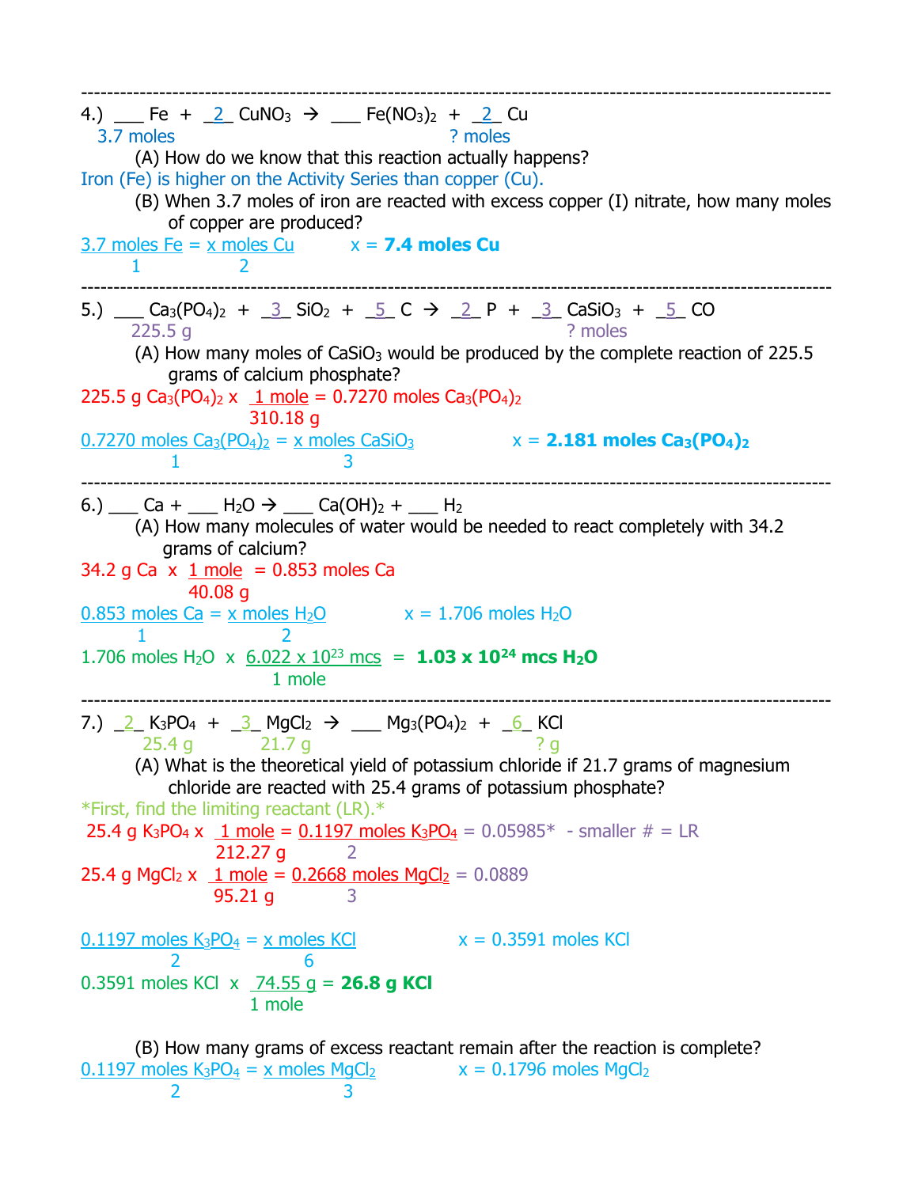---

4.) ___ Fe + _2_ $CuNO_3$ → ___ $Fe(NO_3)_2$ + _2_ Cu

3.7 moles ? moles

(A) How do we know that this reaction actually happens?

Iron (Fe) is higher on the Activity Series than copper (Cu).

(B) When 3.7 moles of iron are reacted with excess copper (I) nitrate, how many moles of copper are produced?

$\frac{3.7 \text{ moles Fe}}{1} = \frac{x \text{ moles Cu}}{2}$ x = **7.4 moles Cu**

---

5.) ___ $Ca_3(PO_4)_2$ + _3_ $SiO_2$ + _5_ C → _2_ P + _3_ $CaSiO_3$ + _5_ CO

225.5 g ? moles

(A) How many moles of $CaSiO_3$ would be produced by the complete reaction of 225.5 grams of calcium phosphate?

225.5 g $Ca_3(PO_4)_2$ x $\frac{1 \text{ mole}}{310.18 \text{ g}}$ = 0.7270 moles $Ca_3(PO_4)_2$

$\frac{0.7270 \text{ moles } Ca_3(PO_4)_2}{1} = \frac{x \text{ moles } CaSiO_3}{3}$ x = **2.181 moles $Ca_3(PO_4)_2$**

---

6.) ___ Ca + ___ $H_2O$ → ___ $Ca(OH)_2$ + ___ $H_2$

(A) How many molecules of water would be needed to react completely with 34.2 grams of calcium?

34.2 g Ca x $\frac{1 \text{ mole}}{40.08 \text{ g}}$ = 0.853 moles Ca

$\frac{0.853 \text{ moles Ca}}{1} = \frac{x \text{ moles } H_2O}{2}$ x = 1.706 moles $H_2O$

1.706 moles $H_2O$ x $\frac{6.022 \times 10^{23} \text{ mcs}}{1 \text{ mole}}$ = **$1.03 \times 10^{24}$ mcs $H_2O$**

---

7.) _2_ $K_3PO_4$ + _3_ $MgCl_2$ → ___ $Mg_3(PO_4)_2$ + _6_ KCl

25.4 g 21.7 g ? g

(A) What is the theoretical yield of potassium chloride if 21.7 grams of magnesium chloride are reacted with 25.4 grams of potassium phosphate?

*First, find the limiting reactant (LR).*

25.4 g $K_3PO_4$ x $\frac{1 \text{ mole}}{212.27 \text{ g}}$ = $\frac{0.1197 \text{ moles } K_3PO_4}{2}$ = 0.05985* - smaller # = LR

25.4 g $MgCl_2$ x $\frac{1 \text{ mole}}{95.21 \text{ g}}$ = $\frac{0.2668 \text{ moles } MgCl_2}{3}$ = 0.0889

$\frac{0.1197 \text{ moles } K_3PO_4}{2} = \frac{x \text{ moles KCl}}{6}$ x = 0.3591 moles KCl

0.3591 moles KCl x $\frac{74.55 \text{ g}}{1 \text{ mole}}$ = **26.8 g KCl**

(B) How many grams of excess reactant remain after the reaction is complete?

$\frac{0.1197 \text{ moles } K_3PO_4}{2} = \frac{x \text{ moles } MgCl_2}{3}$ x = 0.1796 moles $MgCl_2$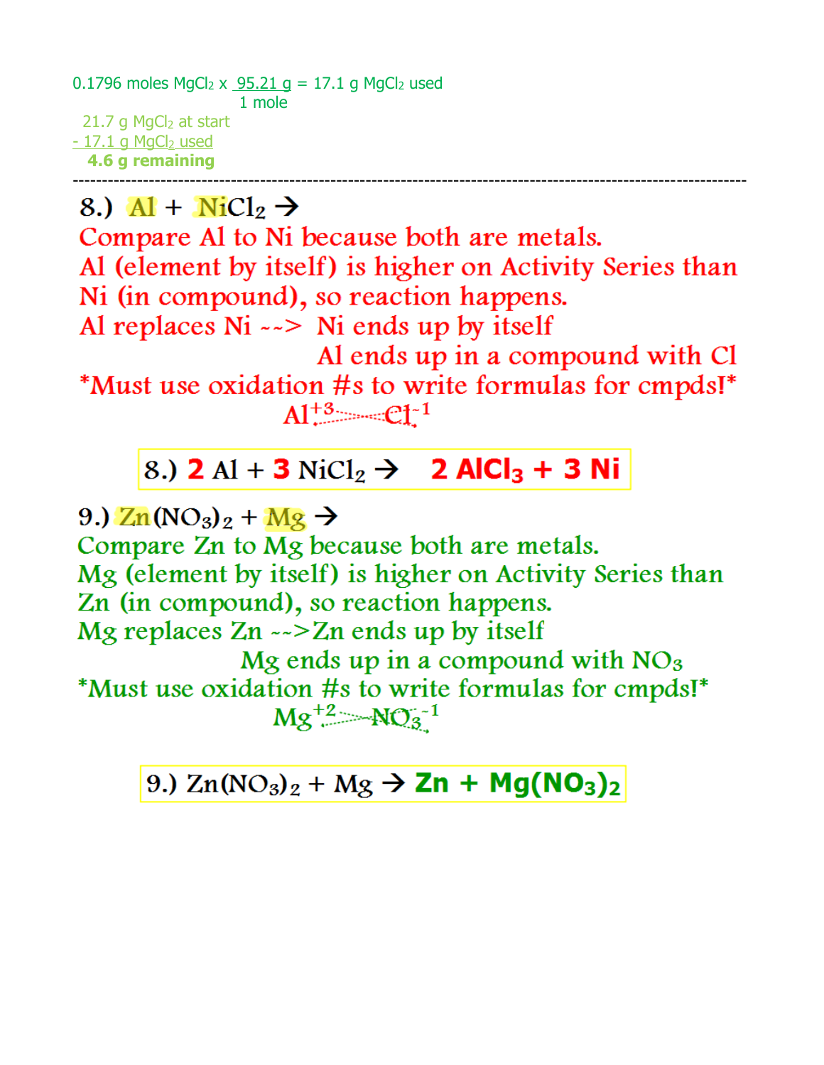0.1796 moles $MgCl_2$ x $\frac{95.21 \text{ g}}{1 \text{ mole}}$ = 17.1 g $MgCl_2$ used

  21.7 g $MgCl_2$ at start
- 17.1 g $MgCl_2$ used

**4.6 g remaining**

---

8.) Al + $NiCl_2$ →

Compare Al to Ni because both are metals.

Al (element by itself) is higher on Activity Series than Ni (in compound), so reaction happens.

Al replaces Ni --> Ni ends up by itself

Al ends up in a compound with Cl

*Must use oxidation #s to write formulas for cmpds!*

$Al^{+3}$ $Cl^{-1}$

8.) **2** Al + **3** $NiCl_2$ → **2 $AlCl_3$ + 3 Ni**

9.) $Zn(NO_3)_2$ + Mg →

Compare Zn to Mg because both are metals.

Mg (element by itself) is higher on Activity Series than Zn (in compound), so reaction happens.

Mg replaces Zn --> Zn ends up by itself

Mg ends up in a compound with $NO_3$

*Must use oxidation #s to write formulas for cmpds!*

$Mg^{+2}$ $NO_3^{-1}$

9.) $Zn(NO_3)_2$ + Mg → **Zn + $Mg(NO_3)_2$**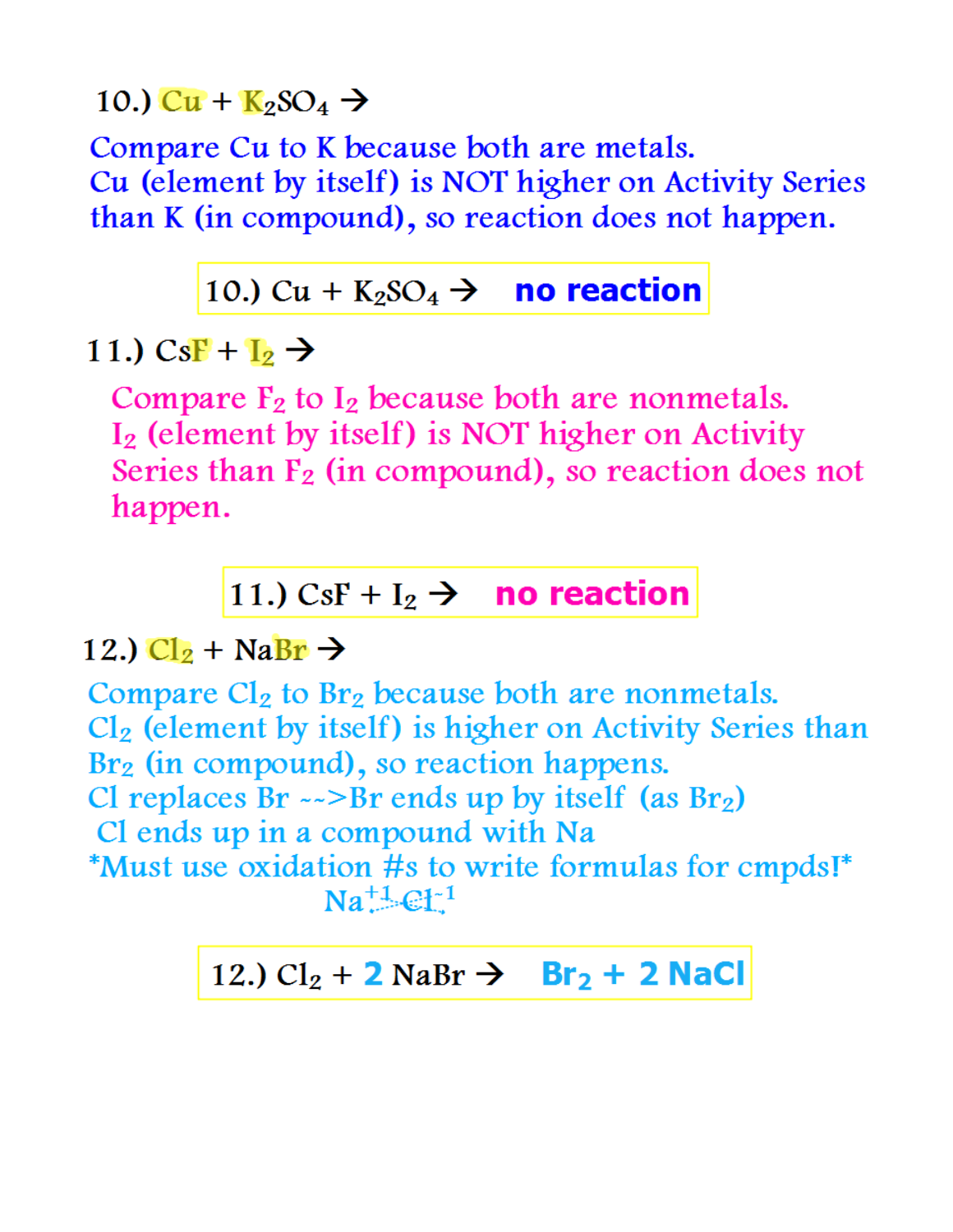10.) $Cu + K_2SO_4 \rightarrow$

Compare Cu to K because both are metals.
Cu (element by itself) is NOT higher on Activity Series than K (in compound), so reaction does not happen.

10.) $Cu + K_2SO_4 \rightarrow$ **no reaction**

11.) $CsF + I_2 \rightarrow$

Compare $F_2$ to $I_2$ because both are nonmetals.
$I_2$ (element by itself) is NOT higher on Activity Series than $F_2$ (in compound), so reaction does not happen.

11.) $CsF + I_2 \rightarrow$ **no reaction**

12.) $Cl_2 + NaBr \rightarrow$

Compare $Cl_2$ to $Br_2$ because both are nonmetals.
$Cl_2$ (element by itself) is higher on Activity Series than $Br_2$ (in compound), so reaction happens.
Cl replaces Br -->Br ends up by itself (as $Br_2$)
Cl ends up in a compound with Na
*Must use oxidation #s to write formulas for cmpds!*

$Na^{+1} Cl^{-1}$

12.) $Cl_2 + \mathbf{2}\ NaBr \rightarrow$ $\mathbf{Br_2 + 2\ NaCl}$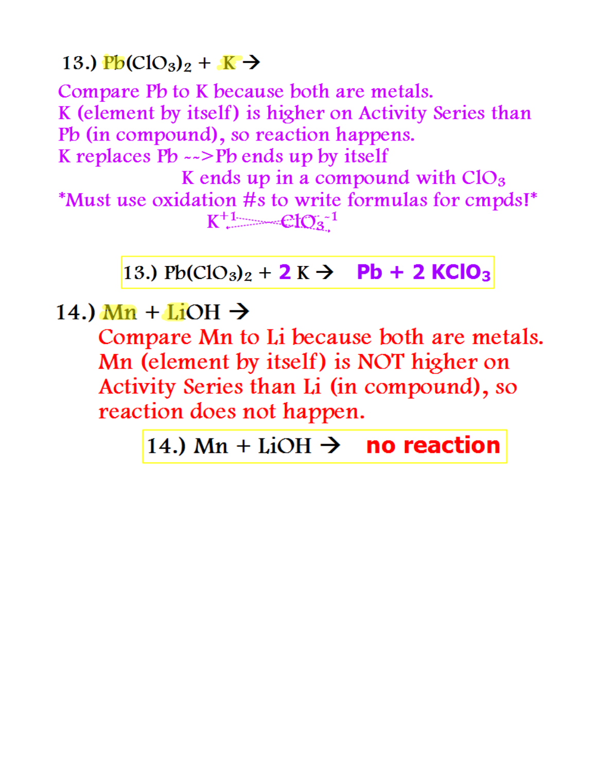13.) $Pb(ClO_3)_2$ + K →

Compare Pb to K because both are metals.
K (element by itself) is higher on Activity Series than Pb (in compound), so reaction happens.
K replaces Pb -->Pb ends up by itself
K ends up in a compound with $ClO_3$
*Must use oxidation #s to write formulas for cmpds!*

$K^{+1}$ $ClO_3^{-1}$

13.) $Pb(ClO_3)_2$ + **2** K → **Pb + 2 $KClO_3$**

14.) Mn + LiOH →

Compare Mn to Li because both are metals.
Mn (element by itself) is NOT higher on Activity Series than Li (in compound), so reaction does not happen.

14.) Mn + LiOH → **no reaction**